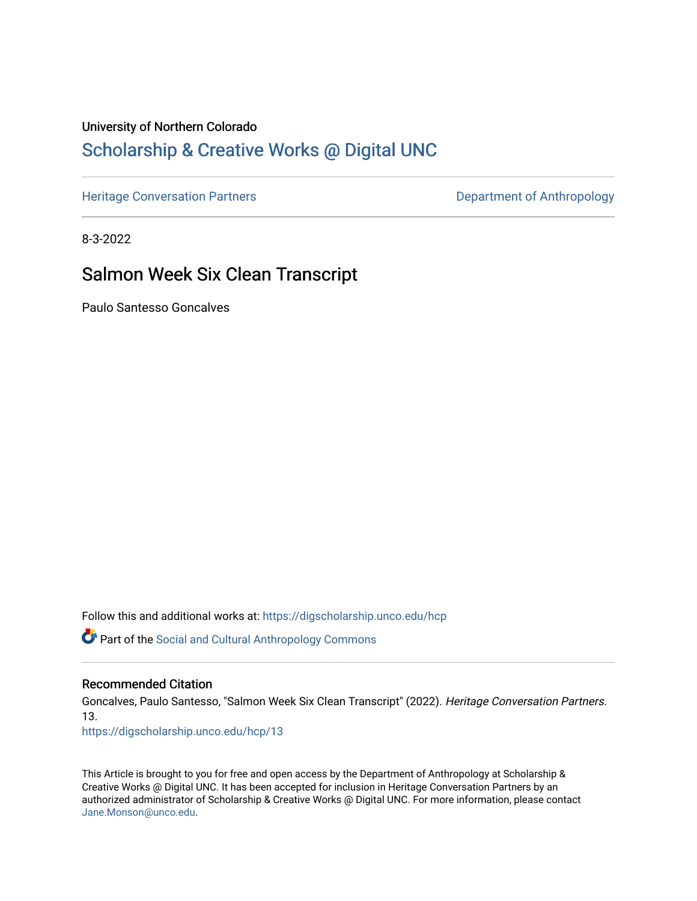University of Northern Colorado

# Scholarship & Creative Works @ Digital UNC

Heritage Conversation Partners | Department of Anthropology

8-3-2022

## Salmon Week Six Clean Transcript

Paulo Santesso Goncalves

Follow this and additional works at: https://digscholarship.unco.edu/hcp

Part of the Social and Cultural Anthropology Commons

### Recommended Citation

Goncalves, Paulo Santesso, "Salmon Week Six Clean Transcript" (2022). *Heritage Conversation Partners*. 13.
https://digscholarship.unco.edu/hcp/13

This Article is brought to you for free and open access by the Department of Anthropology at Scholarship & Creative Works @ Digital UNC. It has been accepted for inclusion in Heritage Conversation Partners by an authorized administrator of Scholarship & Creative Works @ Digital UNC. For more information, please contact Jane.Monson@unco.edu.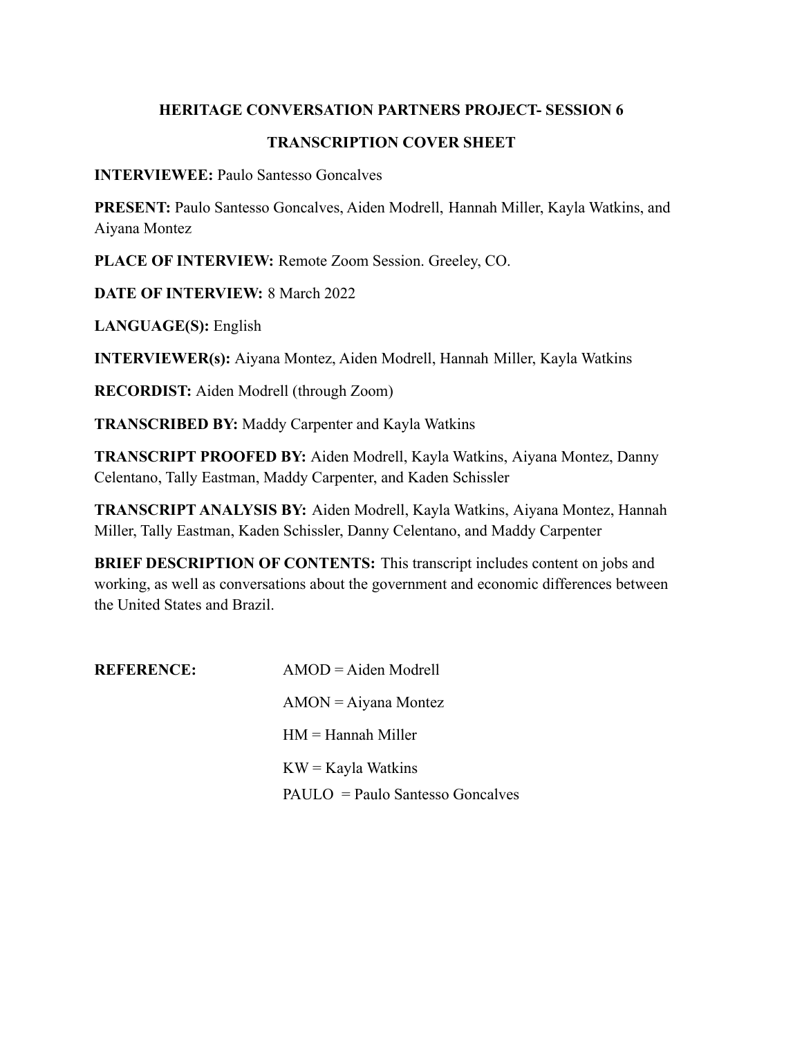**HERITAGE CONVERSATION PARTNERS PROJECT- SESSION 6**

**TRANSCRIPTION COVER SHEET**

**INTERVIEWEE:** Paulo Santesso Goncalves

**PRESENT:** Paulo Santesso Goncalves, Aiden Modrell, Hannah Miller, Kayla Watkins, and Aiyana Montez

**PLACE OF INTERVIEW:** Remote Zoom Session. Greeley, CO.

**DATE OF INTERVIEW:** 8 March 2022

**LANGUAGE(S):** English

**INTERVIEWER(s):** Aiyana Montez, Aiden Modrell, Hannah Miller, Kayla Watkins

**RECORDIST:** Aiden Modrell (through Zoom)

**TRANSCRIBED BY:** Maddy Carpenter and Kayla Watkins

**TRANSCRIPT PROOFED BY:** Aiden Modrell, Kayla Watkins, Aiyana Montez, Danny Celentano, Tally Eastman, Maddy Carpenter, and Kaden Schissler

**TRANSCRIPT ANALYSIS BY:** Aiden Modrell, Kayla Watkins, Aiyana Montez, Hannah Miller, Tally Eastman, Kaden Schissler, Danny Celentano, and Maddy Carpenter

**BRIEF DESCRIPTION OF CONTENTS:** This transcript includes content on jobs and working, as well as conversations about the government and economic differences between the United States and Brazil.

**REFERENCE:**

AMOD = Aiden Modrell

AMON = Aiyana Montez

HM = Hannah Miller

KW = Kayla Watkins

PAULO = Paulo Santesso Goncalves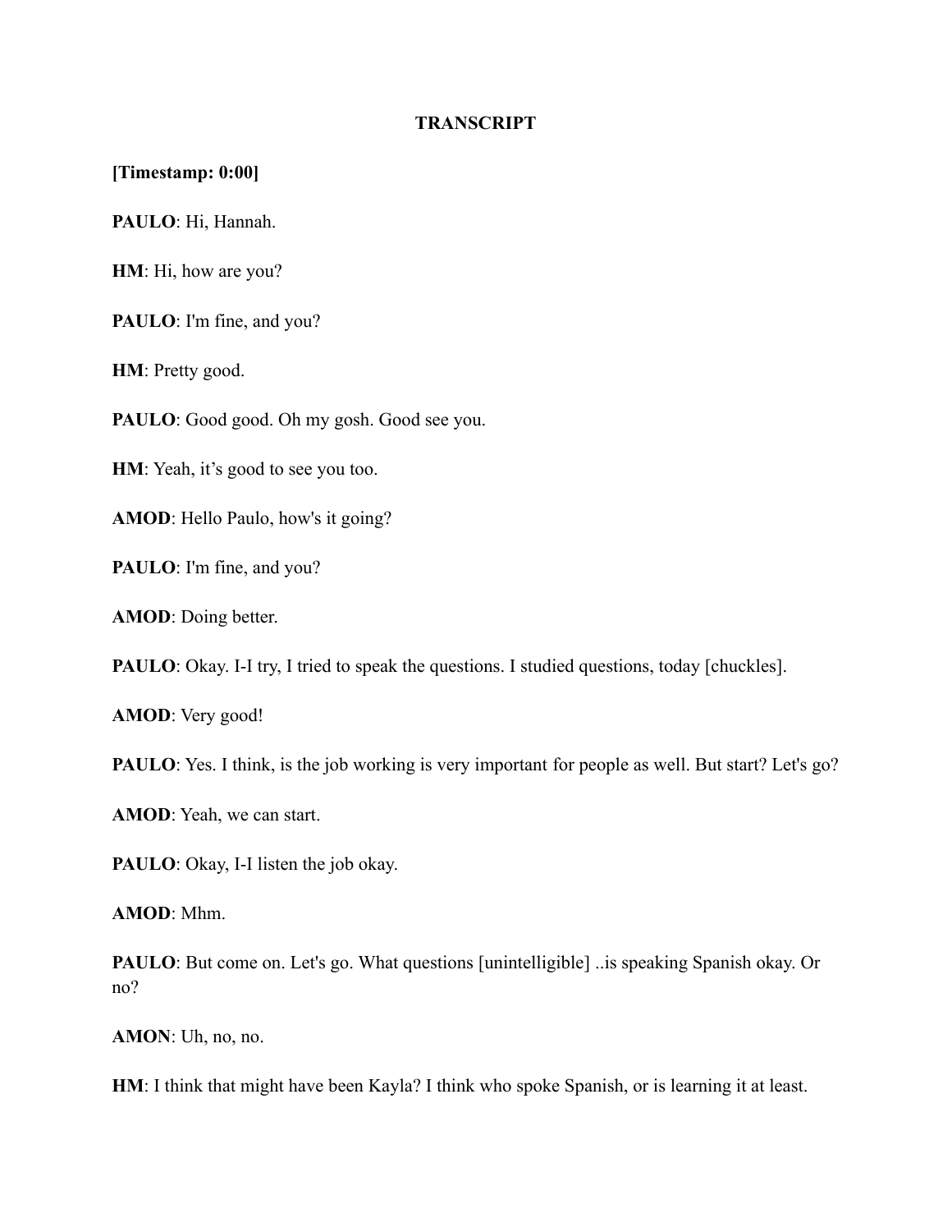**TRANSCRIPT**

**[Timestamp: 0:00]**

**PAULO**: Hi, Hannah.

**HM**: Hi, how are you?

**PAULO**: I'm fine, and you?

**HM**: Pretty good.

**PAULO**: Good good. Oh my gosh. Good see you.

**HM**: Yeah, it's good to see you too.

**AMOD**: Hello Paulo, how's it going?

**PAULO**: I'm fine, and you?

**AMOD**: Doing better.

**PAULO**: Okay. I-I try, I tried to speak the questions. I studied questions, today [chuckles].

**AMOD**: Very good!

**PAULO**: Yes. I think, is the job working is very important for people as well. But start? Let's go?

**AMOD**: Yeah, we can start.

**PAULO**: Okay, I-I listen the job okay.

**AMOD**: Mhm.

**PAULO**: But come on. Let's go. What questions [unintelligible] ..is speaking Spanish okay. Or no?

**AMON**: Uh, no, no.

**HM**: I think that might have been Kayla? I think who spoke Spanish, or is learning it at least.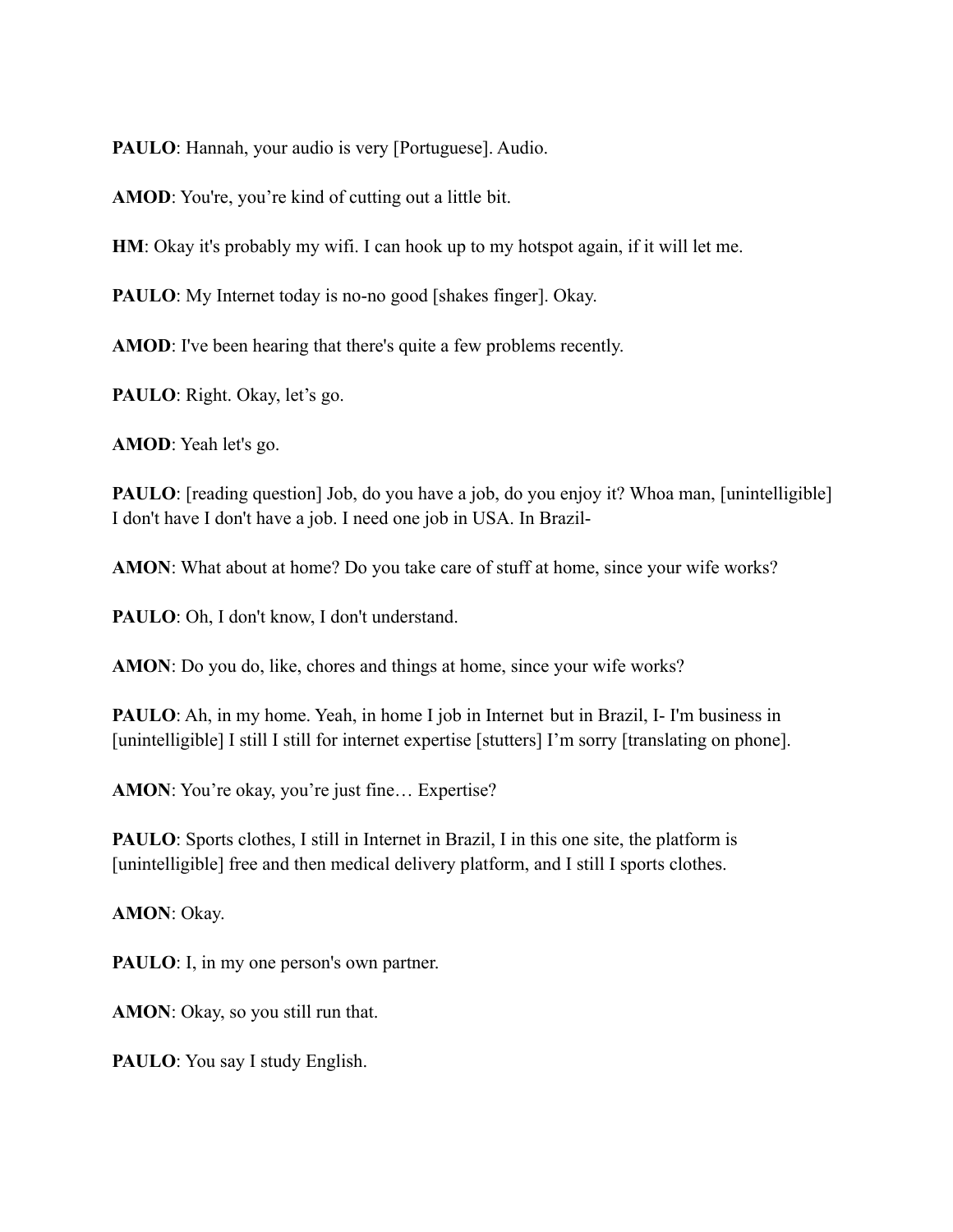**PAULO**: Hannah, your audio is very [Portuguese]. Audio.

**AMOD**: You're, you're kind of cutting out a little bit.

**HM**: Okay it's probably my wifi. I can hook up to my hotspot again, if it will let me.

**PAULO**: My Internet today is no-no good [shakes finger]. Okay.

**AMOD**: I've been hearing that there's quite a few problems recently.

**PAULO**: Right. Okay, let's go.

**AMOD**: Yeah let's go.

**PAULO**: [reading question] Job, do you have a job, do you enjoy it? Whoa man, [unintelligible] I don't have I don't have a job. I need one job in USA. In Brazil-

**AMON**: What about at home? Do you take care of stuff at home, since your wife works?

**PAULO**: Oh, I don't know, I don't understand.

**AMON**: Do you do, like, chores and things at home, since your wife works?

**PAULO**: Ah, in my home. Yeah, in home I job in Internet but in Brazil, I- I'm business in [unintelligible] I still I still for internet expertise [stutters] I'm sorry [translating on phone].

**AMON**: You're okay, you're just fine… Expertise?

**PAULO**: Sports clothes, I still in Internet in Brazil, I in this one site, the platform is [unintelligible] free and then medical delivery platform, and I still I sports clothes.

**AMON**: Okay.

**PAULO**: I, in my one person's own partner.

**AMON**: Okay, so you still run that.

**PAULO**: You say I study English.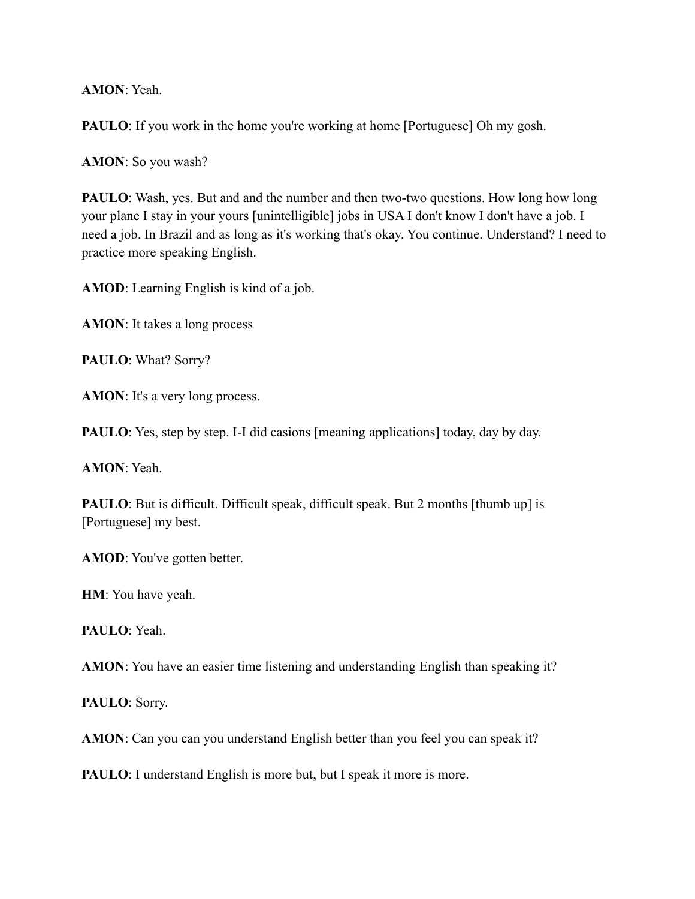**AMON**: Yeah.

**PAULO**: If you work in the home you're working at home [Portuguese] Oh my gosh.

**AMON**: So you wash?

**PAULO**: Wash, yes. But and and the number and then two-two questions. How long how long your plane I stay in your yours [unintelligible] jobs in USA I don't know I don't have a job. I need a job. In Brazil and as long as it's working that's okay. You continue. Understand? I need to practice more speaking English.

**AMOD**: Learning English is kind of a job.

**AMON**: It takes a long process

**PAULO**: What? Sorry?

**AMON**: It's a very long process.

**PAULO**: Yes, step by step. I-I did casions [meaning applications] today, day by day.

**AMON**: Yeah.

**PAULO**: But is difficult. Difficult speak, difficult speak. But 2 months [thumb up] is [Portuguese] my best.

**AMOD**: You've gotten better.

**HM**: You have yeah.

**PAULO**: Yeah.

**AMON**: You have an easier time listening and understanding English than speaking it?

**PAULO**: Sorry.

**AMON**: Can you can you understand English better than you feel you can speak it?

**PAULO**: I understand English is more but, but I speak it more is more.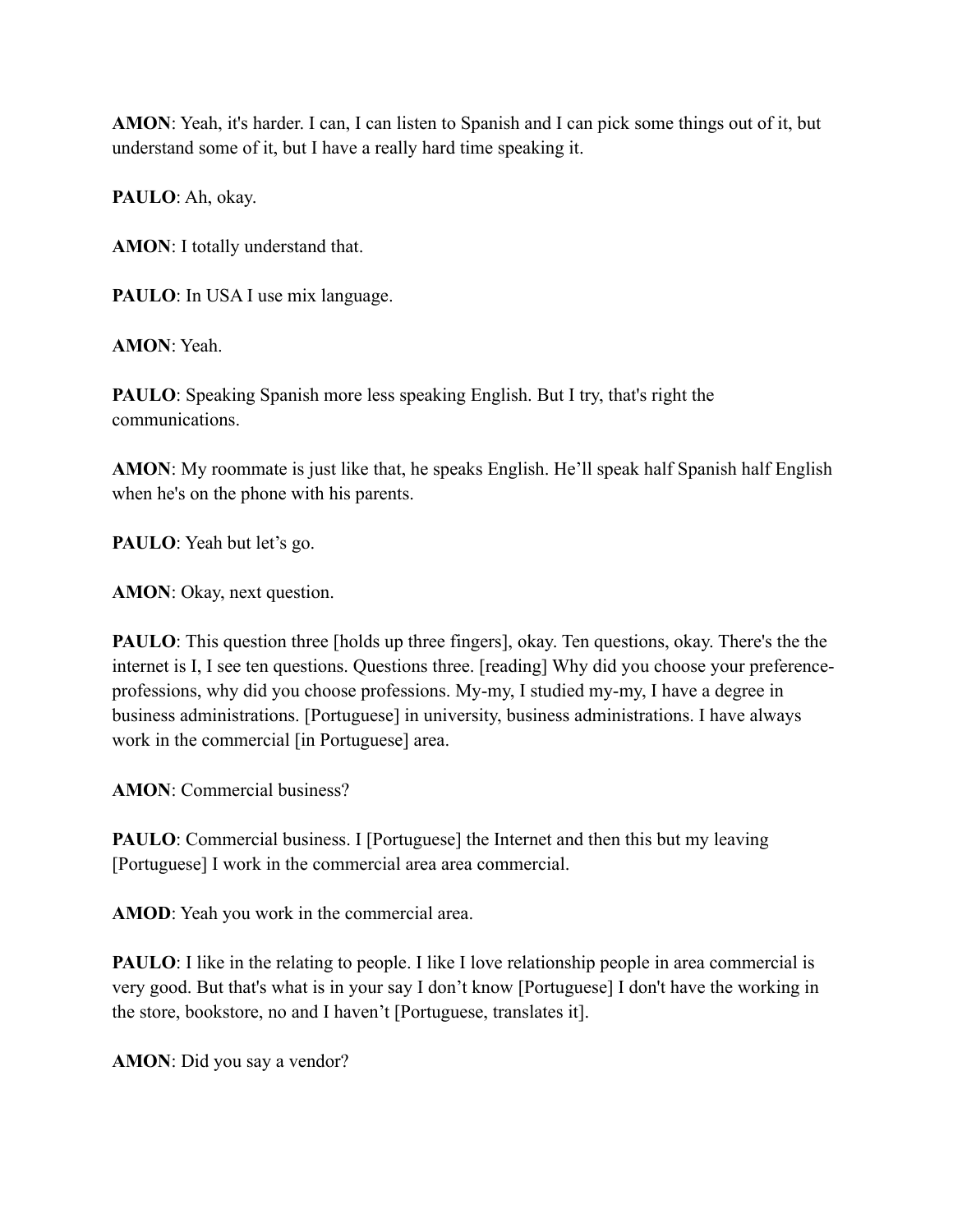**AMON**: Yeah, it's harder. I can, I can listen to Spanish and I can pick some things out of it, but understand some of it, but I have a really hard time speaking it.

**PAULO**: Ah, okay.

**AMON**: I totally understand that.

**PAULO**: In USA I use mix language.

**AMON**: Yeah.

**PAULO**: Speaking Spanish more less speaking English. But I try, that's right the communications.

**AMON**: My roommate is just like that, he speaks English. He'll speak half Spanish half English when he's on the phone with his parents.

**PAULO**: Yeah but let's go.

**AMON**: Okay, next question.

**PAULO**: This question three [holds up three fingers], okay. Ten questions, okay. There's the the internet is I, I see ten questions. Questions three. [reading] Why did you choose your preference-professions, why did you choose professions. My-my, I studied my-my, I have a degree in business administrations. [Portuguese] in university, business administrations. I have always work in the commercial [in Portuguese] area.

**AMON**: Commercial business?

**PAULO**: Commercial business. I [Portuguese] the Internet and then this but my leaving [Portuguese] I work in the commercial area area commercial.

**AMOD**: Yeah you work in the commercial area.

**PAULO**: I like in the relating to people. I like I love relationship people in area commercial is very good. But that's what is in your say I don't know [Portuguese] I don't have the working in the store, bookstore, no and I haven't [Portuguese, translates it].

**AMON**: Did you say a vendor?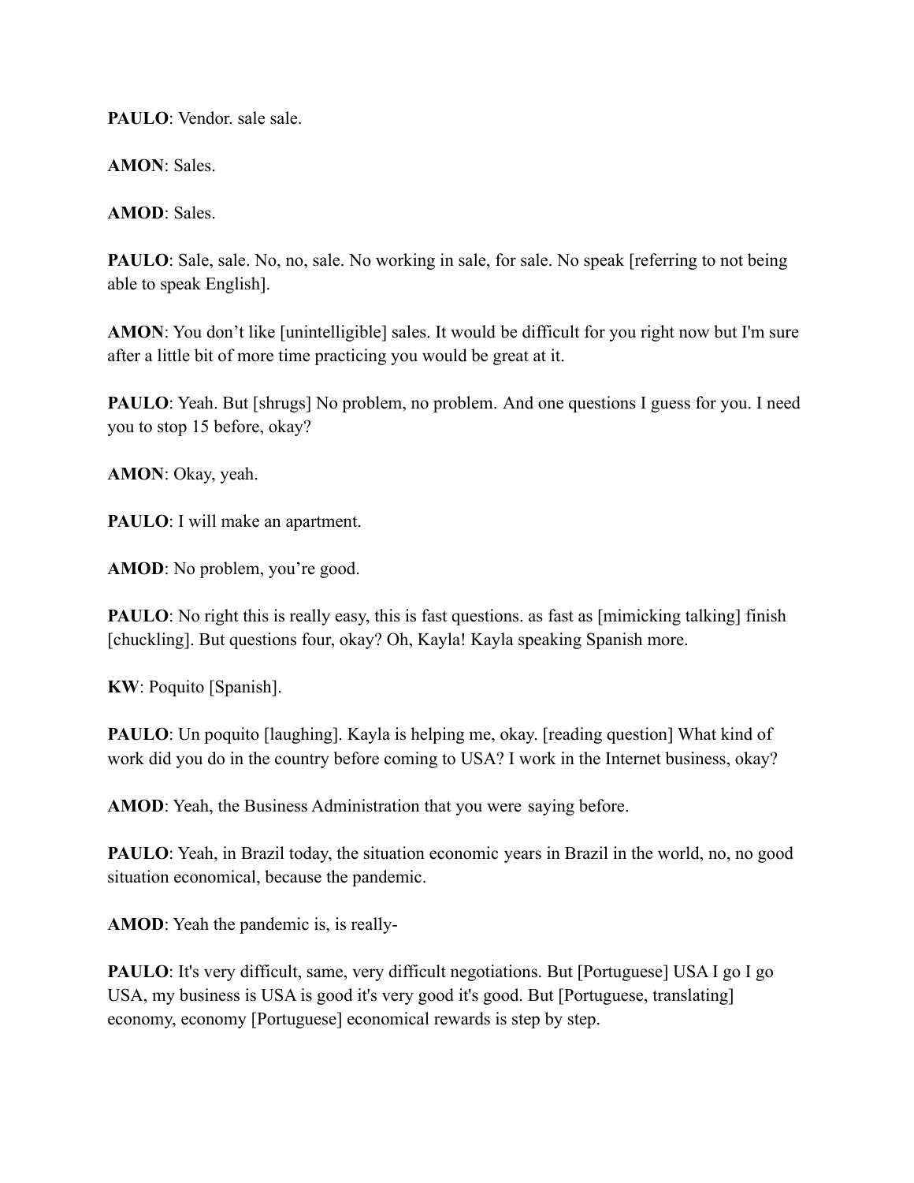**PAULO**: Vendor. sale sale.

**AMON**: Sales.

**AMOD**: Sales.

**PAULO**: Sale, sale. No, no, sale. No working in sale, for sale. No speak [referring to not being able to speak English].

**AMON**: You don't like [unintelligible] sales. It would be difficult for you right now but I'm sure after a little bit of more time practicing you would be great at it.

**PAULO**: Yeah. But [shrugs] No problem, no problem. And one questions I guess for you. I need you to stop 15 before, okay?

**AMON**: Okay, yeah.

**PAULO**: I will make an apartment.

**AMOD**: No problem, you're good.

**PAULO**: No right this is really easy, this is fast questions. as fast as [mimicking talking] finish [chuckling]. But questions four, okay? Oh, Kayla! Kayla speaking Spanish more.

**KW**: Poquito [Spanish].

**PAULO**: Un poquito [laughing]. Kayla is helping me, okay. [reading question] What kind of work did you do in the country before coming to USA? I work in the Internet business, okay?

**AMOD**: Yeah, the Business Administration that you were saying before.

**PAULO**: Yeah, in Brazil today, the situation economic years in Brazil in the world, no, no good situation economical, because the pandemic.

**AMOD**: Yeah the pandemic is, is really-

**PAULO**: It's very difficult, same, very difficult negotiations. But [Portuguese] USA I go I go USA, my business is USA is good it's very good it's good. But [Portuguese, translating] economy, economy [Portuguese] economical rewards is step by step.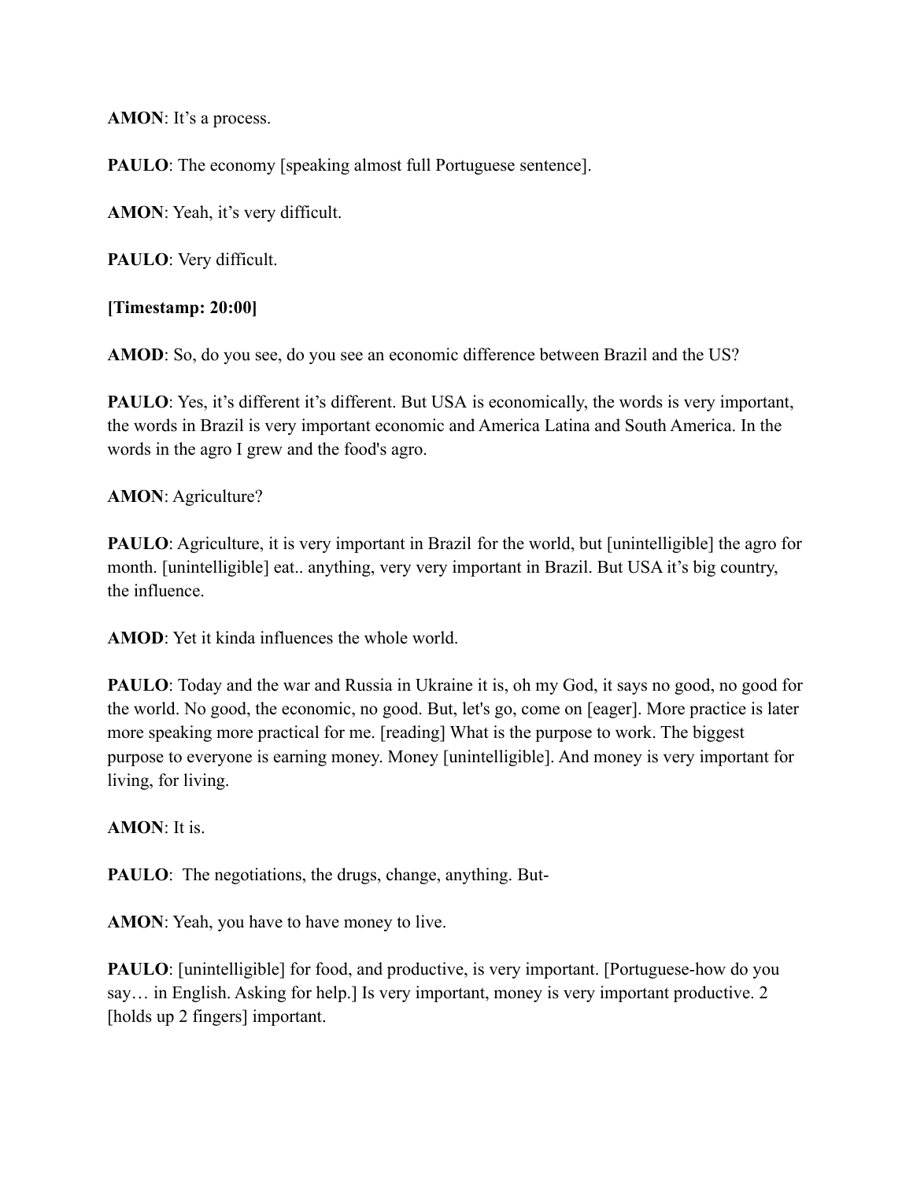**AMON**: It's a process.

**PAULO**: The economy [speaking almost full Portuguese sentence].

**AMON**: Yeah, it's very difficult.

**PAULO**: Very difficult.

**[Timestamp: 20:00]**

**AMOD**: So, do you see, do you see an economic difference between Brazil and the US?

**PAULO**: Yes, it's different it's different. But USA is economically, the words is very important, the words in Brazil is very important economic and America Latina and South America. In the words in the agro I grew and the food's agro.

**AMON**: Agriculture?

**PAULO**: Agriculture, it is very important in Brazil for the world, but [unintelligible] the agro for month. [unintelligible] eat.. anything, very very important in Brazil. But USA it's big country, the influence.

**AMOD**: Yet it kinda influences the whole world.

**PAULO**: Today and the war and Russia in Ukraine it is, oh my God, it says no good, no good for the world. No good, the economic, no good. But, let's go, come on [eager]. More practice is later more speaking more practical for me. [reading] What is the purpose to work. The biggest purpose to everyone is earning money. Money [unintelligible]. And money is very important for living, for living.

**AMON**: It is.

**PAULO**: The negotiations, the drugs, change, anything. But-

**AMON**: Yeah, you have to have money to live.

**PAULO**: [unintelligible] for food, and productive, is very important. [Portuguese-how do you say… in English. Asking for help.] Is very important, money is very important productive. 2 [holds up 2 fingers] important.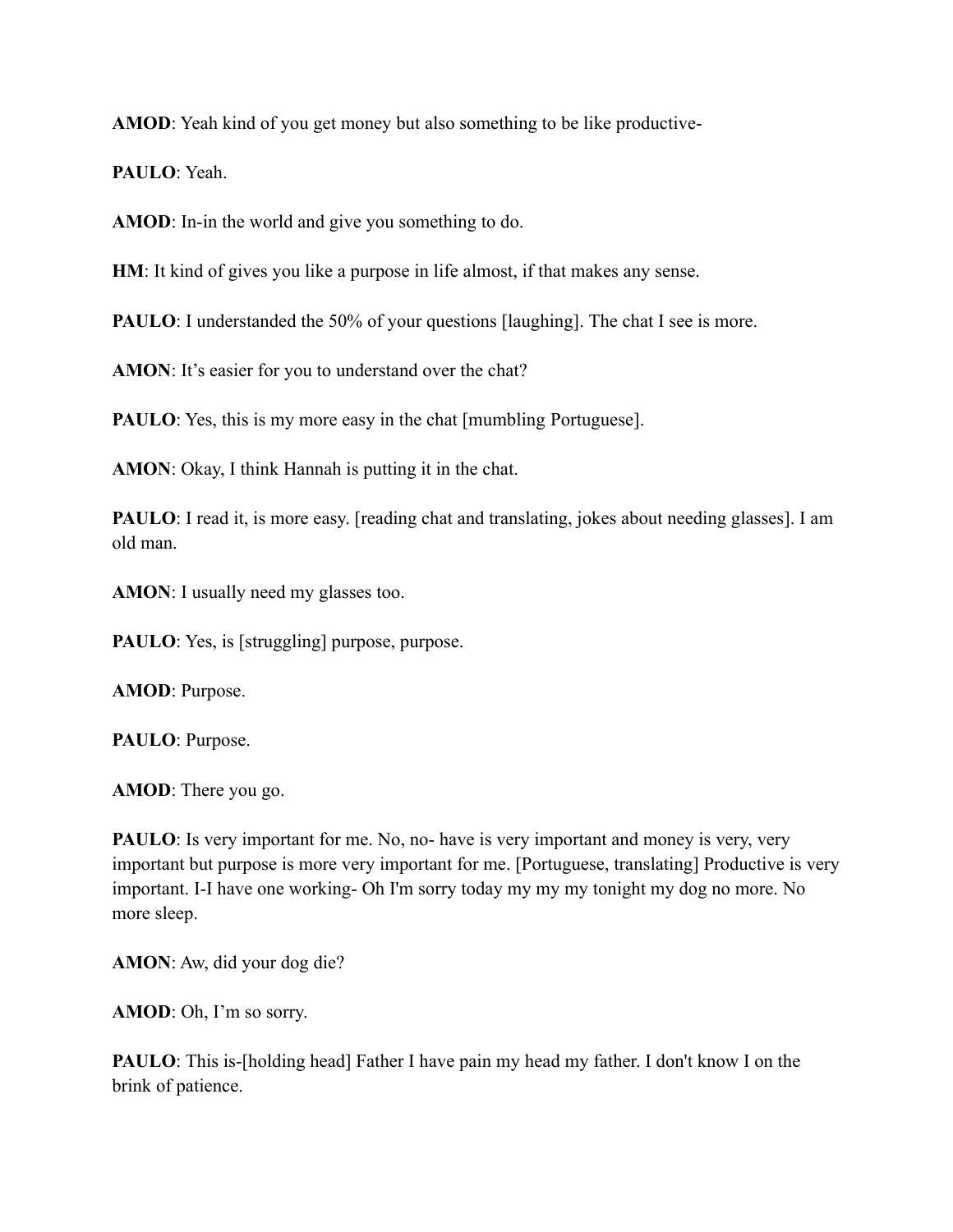**AMOD**: Yeah kind of you get money but also something to be like productive-

**PAULO**: Yeah.

**AMOD**: In-in the world and give you something to do.

**HM**: It kind of gives you like a purpose in life almost, if that makes any sense.

**PAULO**: I understanded the 50% of your questions [laughing]. The chat I see is more.

**AMON**: It's easier for you to understand over the chat?

**PAULO**: Yes, this is my more easy in the chat [mumbling Portuguese].

**AMON**: Okay, I think Hannah is putting it in the chat.

**PAULO**: I read it, is more easy. [reading chat and translating, jokes about needing glasses]. I am old man.

**AMON**: I usually need my glasses too.

**PAULO**: Yes, is [struggling] purpose, purpose.

**AMOD**: Purpose.

**PAULO**: Purpose.

**AMOD**: There you go.

**PAULO**: Is very important for me. No, no- have is very important and money is very, very important but purpose is more very important for me. [Portuguese, translating] Productive is very important. I-I have one working- Oh I'm sorry today my my my tonight my dog no more. No more sleep.

**AMON**: Aw, did your dog die?

**AMOD**: Oh, I'm so sorry.

**PAULO**: This is-[holding head] Father I have pain my head my father. I don't know I on the brink of patience.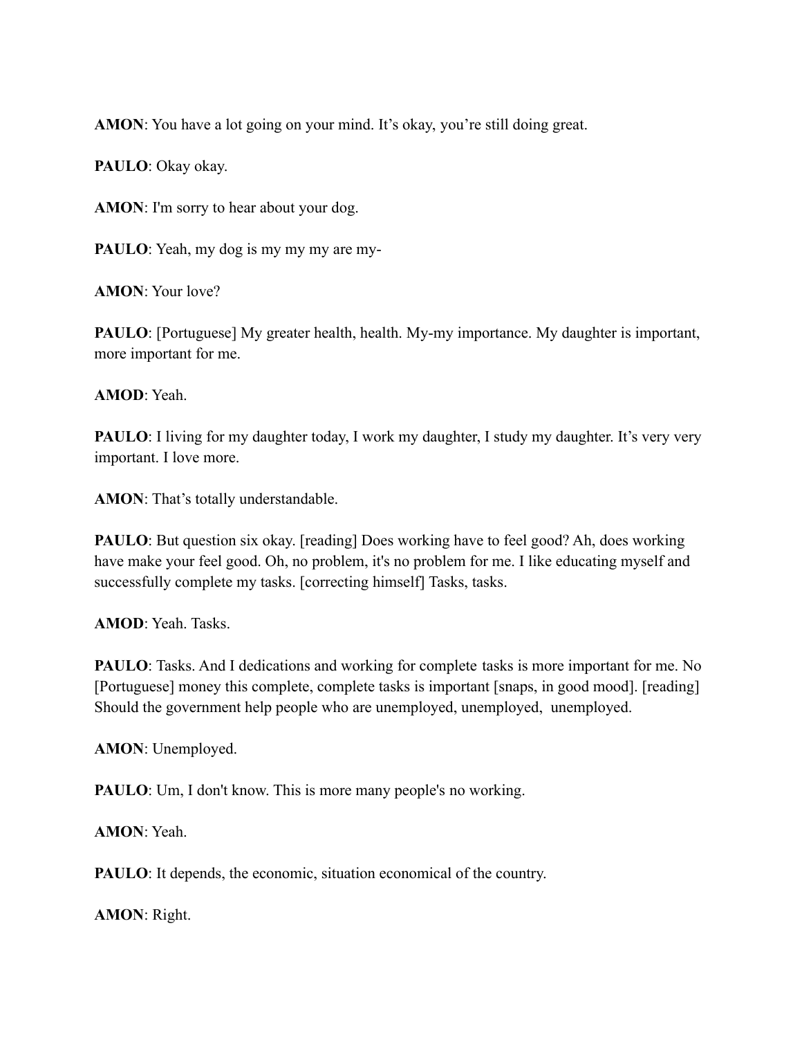**AMON**: You have a lot going on your mind. It’s okay, you’re still doing great.

**PAULO**: Okay okay.

**AMON**: I'm sorry to hear about your dog.

**PAULO**: Yeah, my dog is my my my are my-

**AMON**: Your love?

**PAULO**: [Portuguese] My greater health, health. My-my importance. My daughter is important, more important for me.

**AMOD**: Yeah.

**PAULO**: I living for my daughter today, I work my daughter, I study my daughter. It’s very very important. I love more.

**AMON**: That’s totally understandable.

**PAULO**: But question six okay. [reading] Does working have to feel good? Ah, does working have make your feel good. Oh, no problem, it's no problem for me. I like educating myself and successfully complete my tasks. [correcting himself] Tasks, tasks.

**AMOD**: Yeah. Tasks.

**PAULO**: Tasks. And I dedications and working for complete tasks is more important for me. No [Portuguese] money this complete, complete tasks is important [snaps, in good mood]. [reading] Should the government help people who are unemployed, unemployed, unemployed.

**AMON**: Unemployed.

**PAULO**: Um, I don't know. This is more many people's no working.

**AMON**: Yeah.

**PAULO**: It depends, the economic, situation economical of the country.

**AMON**: Right.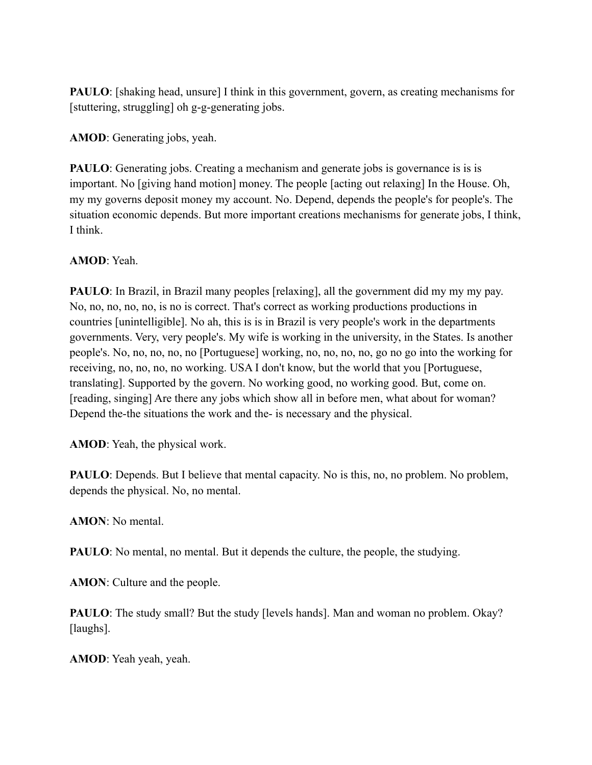**PAULO**: [shaking head, unsure] I think in this government, govern, as creating mechanisms for [stuttering, struggling] oh g-g-generating jobs.

**AMOD**: Generating jobs, yeah.

**PAULO**: Generating jobs. Creating a mechanism and generate jobs is governance is is is important. No [giving hand motion] money. The people [acting out relaxing] In the House. Oh, my my governs deposit money my account. No. Depend, depends the people's for people's. The situation economic depends. But more important creations mechanisms for generate jobs, I think, I think.

**AMOD**: Yeah.

**PAULO**: In Brazil, in Brazil many peoples [relaxing], all the government did my my my pay. No, no, no, no, no, is no is correct. That's correct as working productions productions in countries [unintelligible]. No ah, this is is in Brazil is very people's work in the departments governments. Very, very people's. My wife is working in the university, in the States. Is another people's. No, no, no, no, no [Portuguese] working, no, no, no, no, go no go into the working for receiving, no, no, no, no working. USA I don't know, but the world that you [Portuguese, translating]. Supported by the govern. No working good, no working good. But, come on. [reading, singing] Are there any jobs which show all in before men, what about for woman? Depend the-the situations the work and the- is necessary and the physical.

**AMOD**: Yeah, the physical work.

**PAULO**: Depends. But I believe that mental capacity. No is this, no, no problem. No problem, depends the physical. No, no mental.

**AMON**: No mental.

**PAULO**: No mental, no mental. But it depends the culture, the people, the studying.

**AMON**: Culture and the people.

**PAULO**: The study small? But the study [levels hands]. Man and woman no problem. Okay? [laughs].

**AMOD**: Yeah yeah, yeah.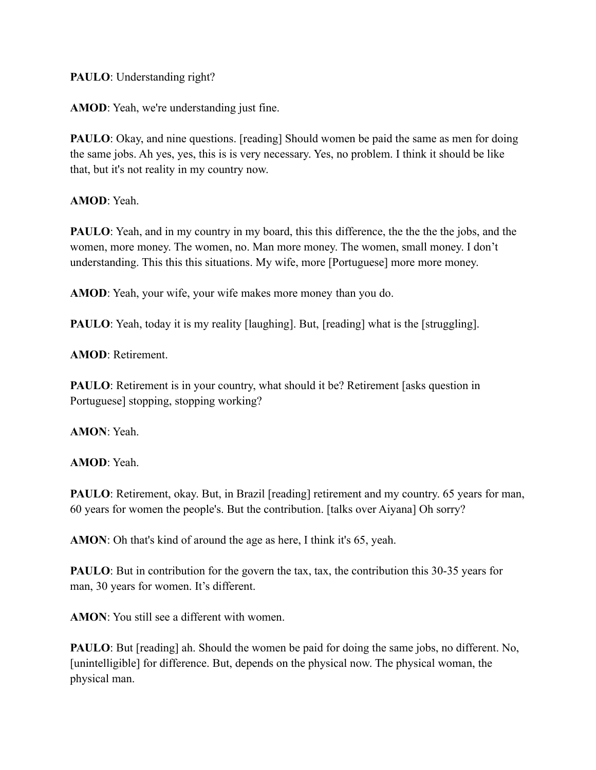**PAULO**: Understanding right?

**AMOD**: Yeah, we're understanding just fine.

**PAULO**: Okay, and nine questions. [reading] Should women be paid the same as men for doing the same jobs. Ah yes, yes, this is is very necessary. Yes, no problem. I think it should be like that, but it's not reality in my country now.

**AMOD**: Yeah.

**PAULO**: Yeah, and in my country in my board, this this difference, the the the the jobs, and the women, more money. The women, no. Man more money. The women, small money. I don't understanding. This this this situations. My wife, more [Portuguese] more more money.

**AMOD**: Yeah, your wife, your wife makes more money than you do.

**PAULO**: Yeah, today it is my reality [laughing]. But, [reading] what is the [struggling].

**AMOD**: Retirement.

**PAULO**: Retirement is in your country, what should it be? Retirement [asks question in Portuguese] stopping, stopping working?

**AMON**: Yeah.

**AMOD**: Yeah.

**PAULO**: Retirement, okay. But, in Brazil [reading] retirement and my country. 65 years for man, 60 years for women the people's. But the contribution. [talks over Aiyana] Oh sorry?

**AMON**: Oh that's kind of around the age as here, I think it's 65, yeah.

**PAULO**: But in contribution for the govern the tax, tax, the contribution this 30-35 years for man, 30 years for women. It's different.

**AMON**: You still see a different with women.

**PAULO**: But [reading] ah. Should the women be paid for doing the same jobs, no different. No, [unintelligible] for difference. But, depends on the physical now. The physical woman, the physical man.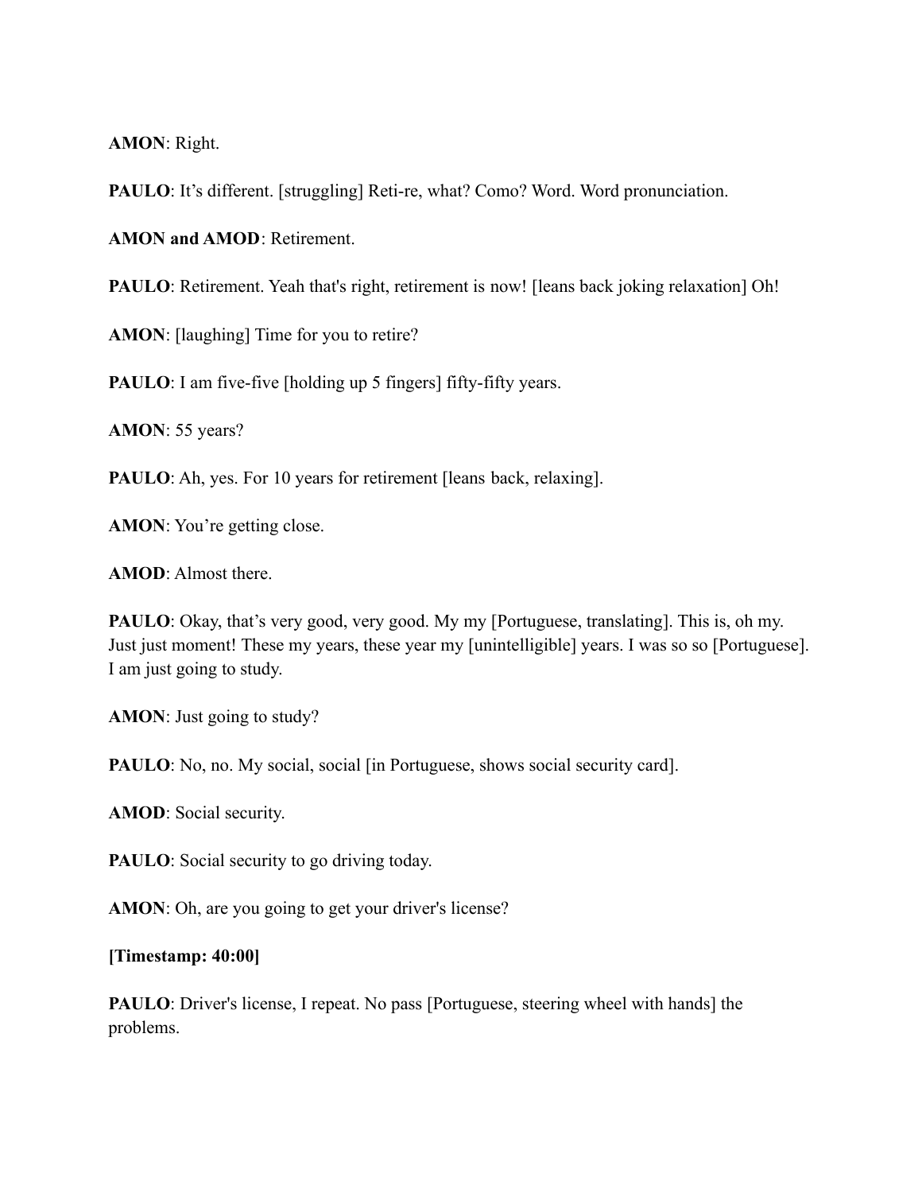**AMON**: Right.

**PAULO**: It's different. [struggling] Reti-re, what? Como? Word. Word pronunciation.

**AMON and AMOD**: Retirement.

**PAULO**: Retirement. Yeah that's right, retirement is now! [leans back joking relaxation] Oh!

**AMON**: [laughing] Time for you to retire?

**PAULO**: I am five-five [holding up 5 fingers] fifty-fifty years.

**AMON**: 55 years?

**PAULO**: Ah, yes. For 10 years for retirement [leans back, relaxing].

**AMON**: You're getting close.

**AMOD**: Almost there.

**PAULO**: Okay, that's very good, very good. My my [Portuguese, translating]. This is, oh my. Just just moment! These my years, these year my [unintelligible] years. I was so so [Portuguese]. I am just going to study.

**AMON**: Just going to study?

**PAULO**: No, no. My social, social [in Portuguese, shows social security card].

**AMOD**: Social security.

**PAULO**: Social security to go driving today.

**AMON**: Oh, are you going to get your driver's license?

**[Timestamp: 40:00]**

**PAULO**: Driver's license, I repeat. No pass [Portuguese, steering wheel with hands] the problems.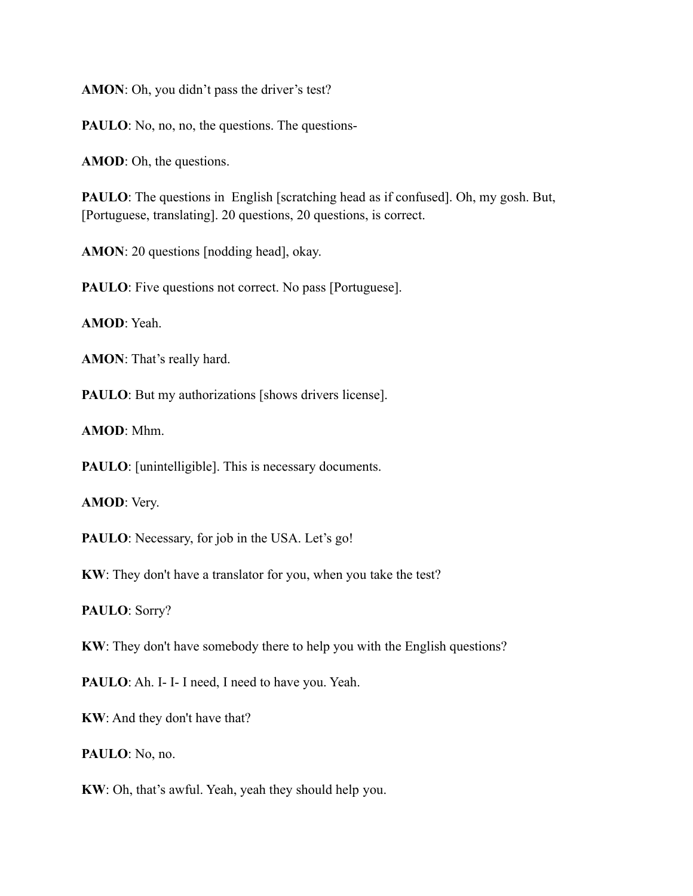**AMON**: Oh, you didn't pass the driver's test?

**PAULO**: No, no, no, the questions. The questions-

**AMOD**: Oh, the questions.

**PAULO**: The questions in English [scratching head as if confused]. Oh, my gosh. But, [Portuguese, translating]. 20 questions, 20 questions, is correct.

**AMON**: 20 questions [nodding head], okay.

**PAULO**: Five questions not correct. No pass [Portuguese].

**AMOD**: Yeah.

**AMON**: That's really hard.

**PAULO**: But my authorizations [shows drivers license].

**AMOD**: Mhm.

**PAULO**: [unintelligible]. This is necessary documents.

**AMOD**: Very.

**PAULO**: Necessary, for job in the USA. Let's go!

**KW**: They don't have a translator for you, when you take the test?

**PAULO**: Sorry?

**KW**: They don't have somebody there to help you with the English questions?

**PAULO**: Ah. I- I- I need, I need to have you. Yeah.

**KW**: And they don't have that?

**PAULO**: No, no.

**KW**: Oh, that's awful. Yeah, yeah they should help you.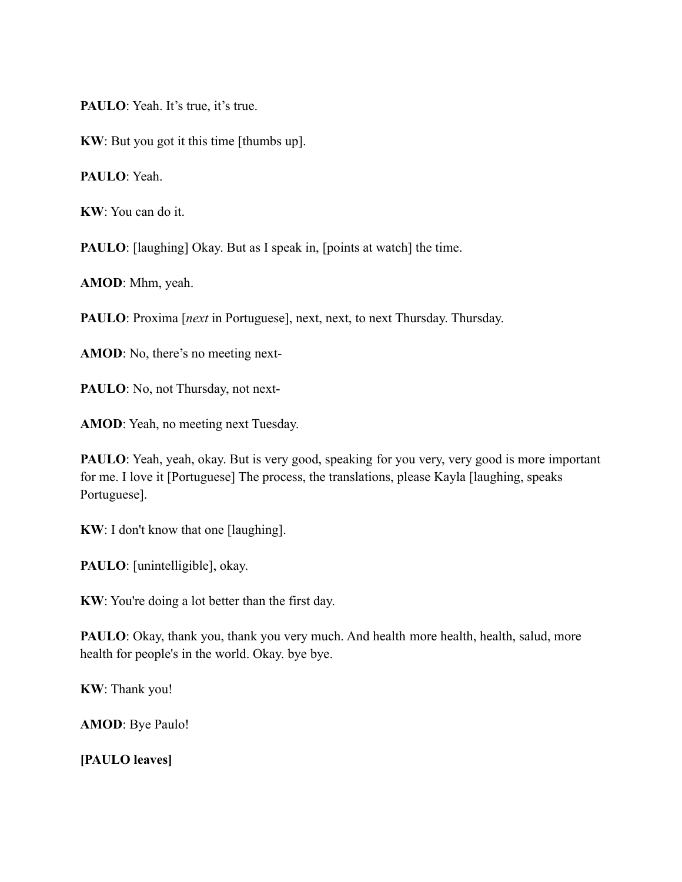**PAULO**: Yeah. It's true, it's true.

**KW**: But you got it this time [thumbs up].

**PAULO**: Yeah.

**KW**: You can do it.

**PAULO**: [laughing] Okay. But as I speak in, [points at watch] the time.

**AMOD**: Mhm, yeah.

**PAULO**: Proxima [*next* in Portuguese], next, next, to next Thursday. Thursday.

**AMOD**: No, there's no meeting next-

**PAULO**: No, not Thursday, not next-

**AMOD**: Yeah, no meeting next Tuesday.

**PAULO**: Yeah, yeah, okay. But is very good, speaking for you very, very good is more important for me. I love it [Portuguese] The process, the translations, please Kayla [laughing, speaks Portuguese].

**KW**: I don't know that one [laughing].

**PAULO**: [unintelligible], okay.

**KW**: You're doing a lot better than the first day.

**PAULO**: Okay, thank you, thank you very much. And health more health, health, salud, more health for people's in the world. Okay. bye bye.

**KW**: Thank you!

**AMOD**: Bye Paulo!

**[PAULO leaves]**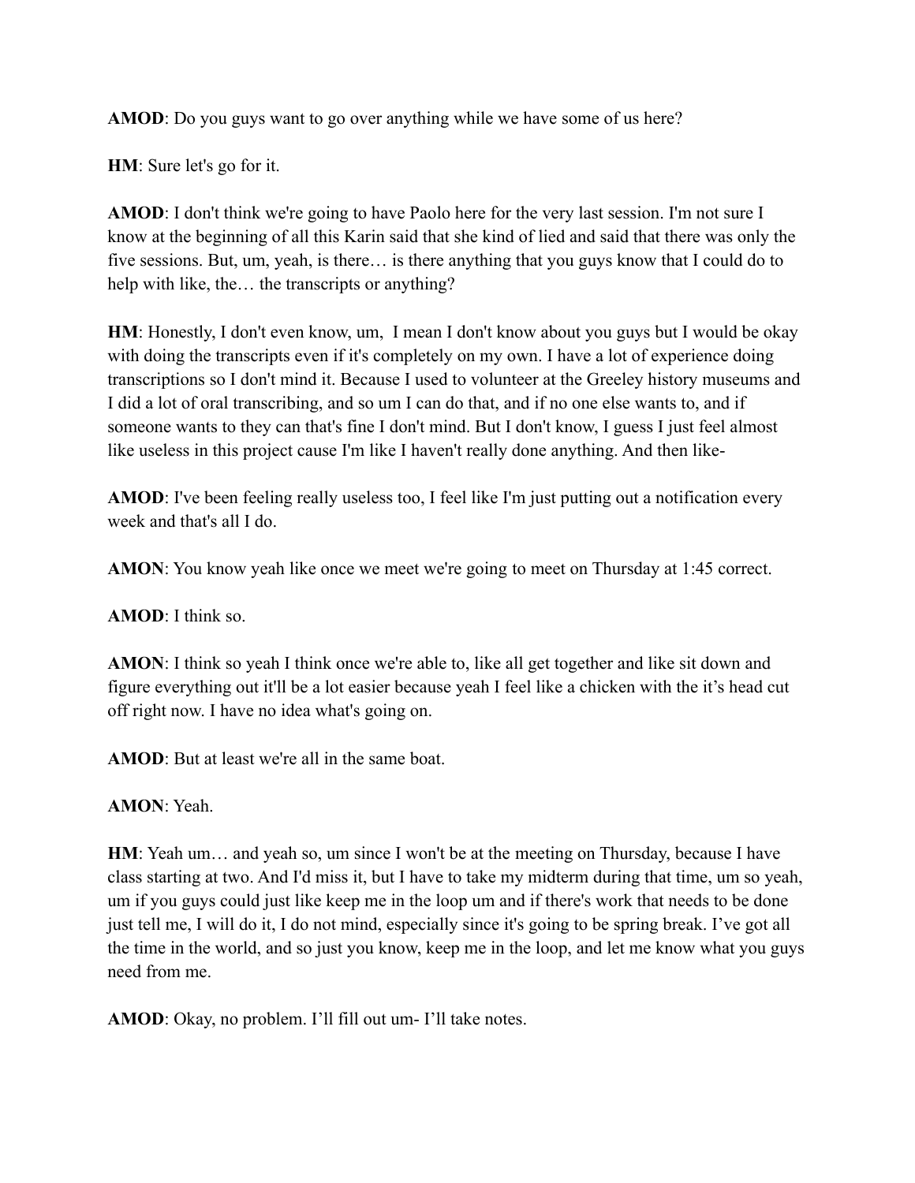**AMOD**: Do you guys want to go over anything while we have some of us here?

**HM**: Sure let's go for it.

**AMOD**: I don't think we're going to have Paolo here for the very last session. I'm not sure I know at the beginning of all this Karin said that she kind of lied and said that there was only the five sessions. But, um, yeah, is there… is there anything that you guys know that I could do to help with like, the… the transcripts or anything?

**HM**: Honestly, I don't even know, um, I mean I don't know about you guys but I would be okay with doing the transcripts even if it's completely on my own. I have a lot of experience doing transcriptions so I don't mind it. Because I used to volunteer at the Greeley history museums and I did a lot of oral transcribing, and so um I can do that, and if no one else wants to, and if someone wants to they can that's fine I don't mind. But I don't know, I guess I just feel almost like useless in this project cause I'm like I haven't really done anything. And then like-

**AMOD**: I've been feeling really useless too, I feel like I'm just putting out a notification every week and that's all I do.

**AMON**: You know yeah like once we meet we're going to meet on Thursday at 1:45 correct.

**AMOD**: I think so.

**AMON**: I think so yeah I think once we're able to, like all get together and like sit down and figure everything out it'll be a lot easier because yeah I feel like a chicken with the it's head cut off right now. I have no idea what's going on.

**AMOD**: But at least we're all in the same boat.

**AMON**: Yeah.

**HM**: Yeah um… and yeah so, um since I won't be at the meeting on Thursday, because I have class starting at two. And I'd miss it, but I have to take my midterm during that time, um so yeah, um if you guys could just like keep me in the loop um and if there's work that needs to be done just tell me, I will do it, I do not mind, especially since it's going to be spring break. I've got all the time in the world, and so just you know, keep me in the loop, and let me know what you guys need from me.

**AMOD**: Okay, no problem. I'll fill out um- I'll take notes.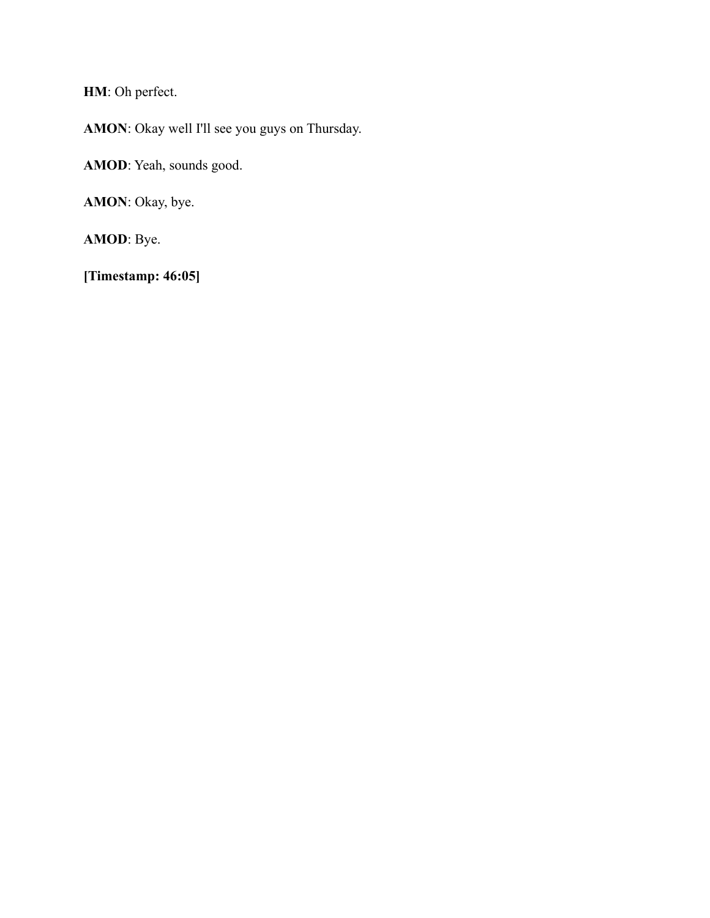**HM**: Oh perfect.

**AMON**: Okay well I'll see you guys on Thursday.

**AMOD**: Yeah, sounds good.

**AMON**: Okay, bye.

**AMOD**: Bye.

**[Timestamp: 46:05]**